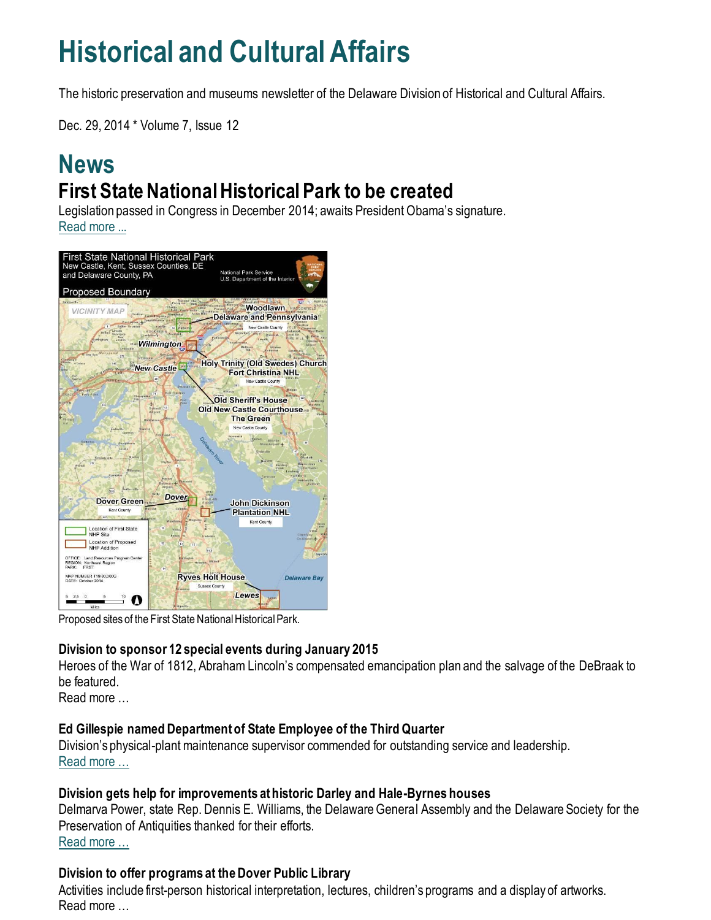# Historical and Cultural Affairs

The historic preservation and museums newsletter of the Delaware Division of Historical and Cultural Affairs.

Dec. 29, 2014 * Volume 7, Issue 12

## News

### First State National Historical Park to be created

Legislation passed in Congress in December 2014; awaits President Obama's signature.
Read more ...

Proposed sites of the First State National Historical Park.

#### Division to sponsor 12 special events during January 2015

Heroes of the War of 1812, Abraham Lincoln's compensated emancipation plan and the salvage of the DeBraak to be featured.
Read more …

#### Ed Gillespie named Department of State Employee of the Third Quarter

Division's physical-plant maintenance supervisor commended for outstanding service and leadership.
Read more …

#### Division gets help for improvements at historic Darley and Hale-Byrnes houses

Delmarva Power, state Rep. Dennis E. Williams, the Delaware General Assembly and the Delaware Society for the Preservation of Antiquities thanked for their efforts.
Read more …

#### Division to offer programs at the Dover Public Library

Activities include first-person historical interpretation, lectures, children's programs and a display of artworks.
Read more …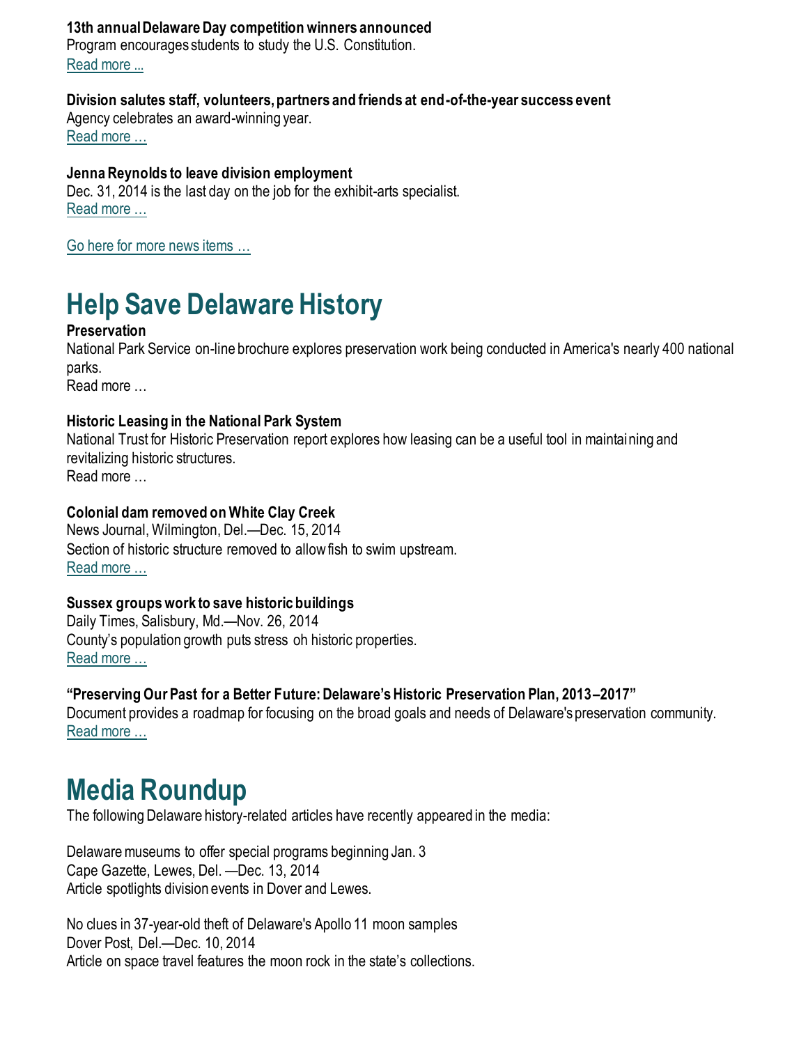**13th annual Delaware Day competition winners announced**
Program encourages students to study the U.S. Constitution.
Read more ...

**Division salutes staff, volunteers, partners and friends at end-of-the-year success event**
Agency celebrates an award-winning year.
Read more …

**Jenna Reynolds to leave division employment**
Dec. 31, 2014 is the last day on the job for the exhibit-arts specialist.
Read more …

Go here for more news items …

# Help Save Delaware History

**Preservation**
National Park Service on-line brochure explores preservation work being conducted in America's nearly 400 national parks.
Read more …

**Historic Leasing in the National Park System**
National Trust for Historic Preservation report explores how leasing can be a useful tool in maintaining and revitalizing historic structures.
Read more …

**Colonial dam removed on White Clay Creek**
News Journal, Wilmington, Del.—Dec. 15, 2014
Section of historic structure removed to allow fish to swim upstream.
Read more …

**Sussex groups work to save historic buildings**
Daily Times, Salisbury, Md.—Nov. 26, 2014
County's population growth puts stress oh historic properties.
Read more …

**"Preserving Our Past for a Better Future: Delaware's Historic Preservation Plan, 2013–2017"**
Document provides a roadmap for focusing on the broad goals and needs of Delaware's preservation community.
Read more …

# Media Roundup

The following Delaware history-related articles have recently appeared in the media:

Delaware museums to offer special programs beginning Jan. 3
Cape Gazette, Lewes, Del. —Dec. 13, 2014
Article spotlights division events in Dover and Lewes.

No clues in 37-year-old theft of Delaware's Apollo 11 moon samples
Dover Post, Del.—Dec. 10, 2014
Article on space travel features the moon rock in the state's collections.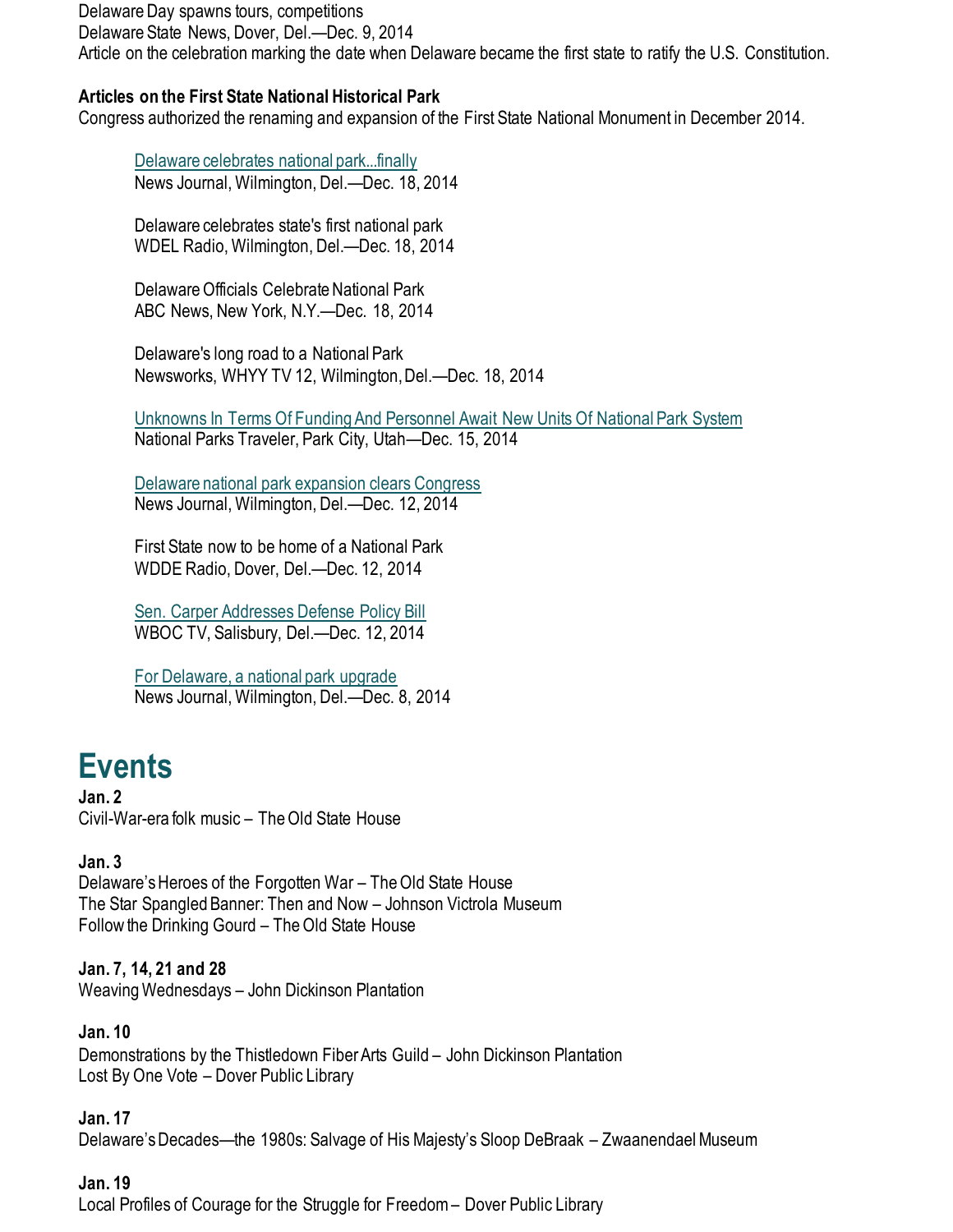Delaware Day spawns tours, competitions
Delaware State News, Dover, Del.—Dec. 9, 2014
Article on the celebration marking the date when Delaware became the first state to ratify the U.S. Constitution.

**Articles on the First State National Historical Park**
Congress authorized the renaming and expansion of the First State National Monument in December 2014.

> Delaware celebrates national park...finally
> News Journal, Wilmington, Del.—Dec. 18, 2014
>
> Delaware celebrates state's first national park
> WDEL Radio, Wilmington, Del.—Dec. 18, 2014
>
> Delaware Officials Celebrate National Park
> ABC News, New York, N.Y.—Dec. 18, 2014
>
> Delaware's long road to a National Park
> Newsworks, WHYY TV 12, Wilmington, Del.—Dec. 18, 2014
>
> Unknowns In Terms Of Funding And Personnel Await New Units Of National Park System
> National Parks Traveler, Park City, Utah—Dec. 15, 2014
>
> Delaware national park expansion clears Congress
> News Journal, Wilmington, Del.—Dec. 12, 2014
>
> First State now to be home of a National Park
> WDDE Radio, Dover, Del.—Dec. 12, 2014
>
> Sen. Carper Addresses Defense Policy Bill
> WBOC TV, Salisbury, Del.—Dec. 12, 2014
>
> For Delaware, a national park upgrade
> News Journal, Wilmington, Del.—Dec. 8, 2014

# Events

**Jan. 2**
Civil-War-era folk music – The Old State House

**Jan. 3**
Delaware's Heroes of the Forgotten War – The Old State House
The Star Spangled Banner: Then and Now – Johnson Victrola Museum
Follow the Drinking Gourd – The Old State House

**Jan. 7, 14, 21 and 28**
Weaving Wednesdays – John Dickinson Plantation

**Jan. 10**
Demonstrations by the Thistledown Fiber Arts Guild – John Dickinson Plantation
Lost By One Vote – Dover Public Library

**Jan. 17**
Delaware's Decades—the 1980s: Salvage of His Majesty's Sloop DeBraak – Zwaanendael Museum

**Jan. 19**
Local Profiles of Courage for the Struggle for Freedom – Dover Public Library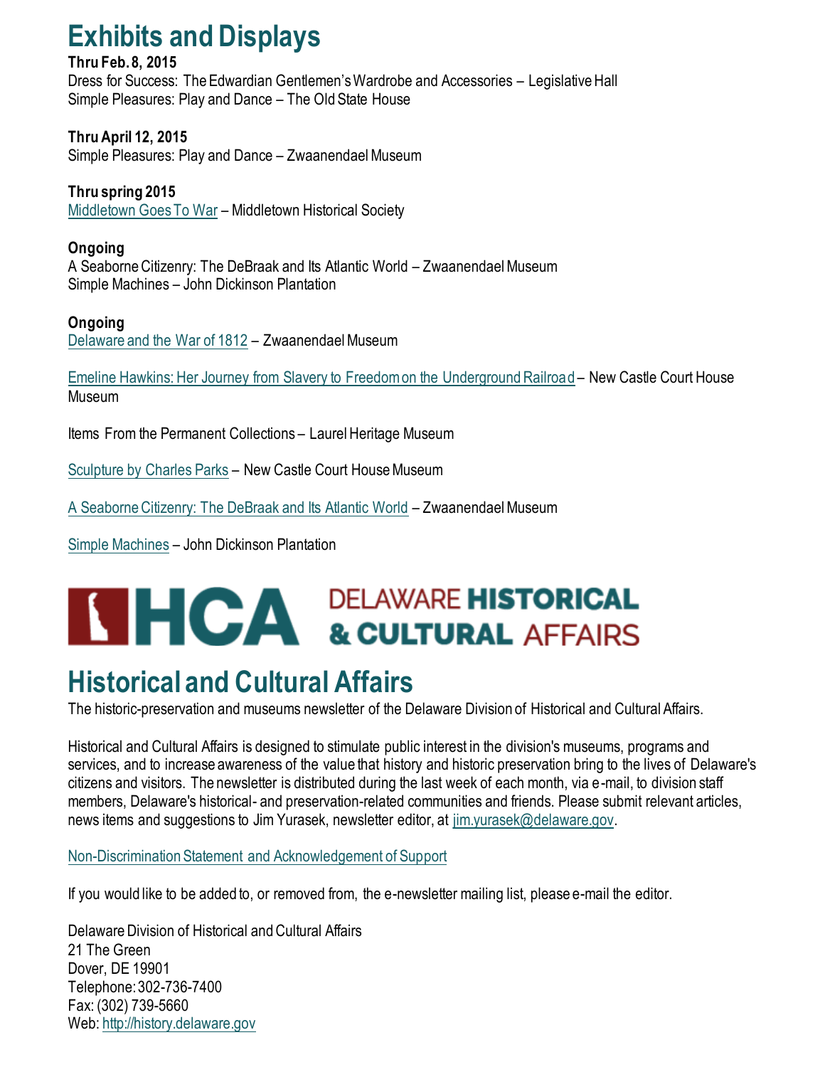# Exhibits and Displays

**Thru Feb. 8, 2015**

Dress for Success: The Edwardian Gentlemen's Wardrobe and Accessories – Legislative Hall
Simple Pleasures: Play and Dance – The Old State House

**Thru April 12, 2015**

Simple Pleasures: Play and Dance – Zwaanendael Museum

**Thru spring 2015**

Middletown Goes To War – Middletown Historical Society

**Ongoing**

A Seaborne Citizenry: The DeBraak and Its Atlantic World – Zwaanendael Museum
Simple Machines – John Dickinson Plantation

**Ongoing**

Delaware and the War of 1812 – Zwaanendael Museum

Emeline Hawkins: Her Journey from Slavery to Freedom on the Underground Railroad – New Castle Court House Museum

Items From the Permanent Collections – Laurel Heritage Museum

Sculpture by Charles Parks – New Castle Court House Museum

A Seaborne Citizenry: The DeBraak and Its Atlantic World – Zwaanendael Museum

Simple Machines – John Dickinson Plantation

HCA DELAWARE HISTORICAL & CULTURAL AFFAIRS

# Historical and Cultural Affairs

The historic-preservation and museums newsletter of the Delaware Division of Historical and Cultural Affairs.

Historical and Cultural Affairs is designed to stimulate public interest in the division's museums, programs and services, and to increase awareness of the value that history and historic preservation bring to the lives of Delaware's citizens and visitors. The newsletter is distributed during the last week of each month, via e-mail, to division staff members, Delaware's historical- and preservation-related communities and friends. Please submit relevant articles, news items and suggestions to Jim Yurasek, newsletter editor, at jim.yurasek@delaware.gov.

Non-Discrimination Statement and Acknowledgement of Support

If you would like to be added to, or removed from, the e-newsletter mailing list, please e-mail the editor.

Delaware Division of Historical and Cultural Affairs
21 The Green
Dover, DE 19901
Telephone: 302-736-7400
Fax: (302) 739-5660
Web: http://history.delaware.gov